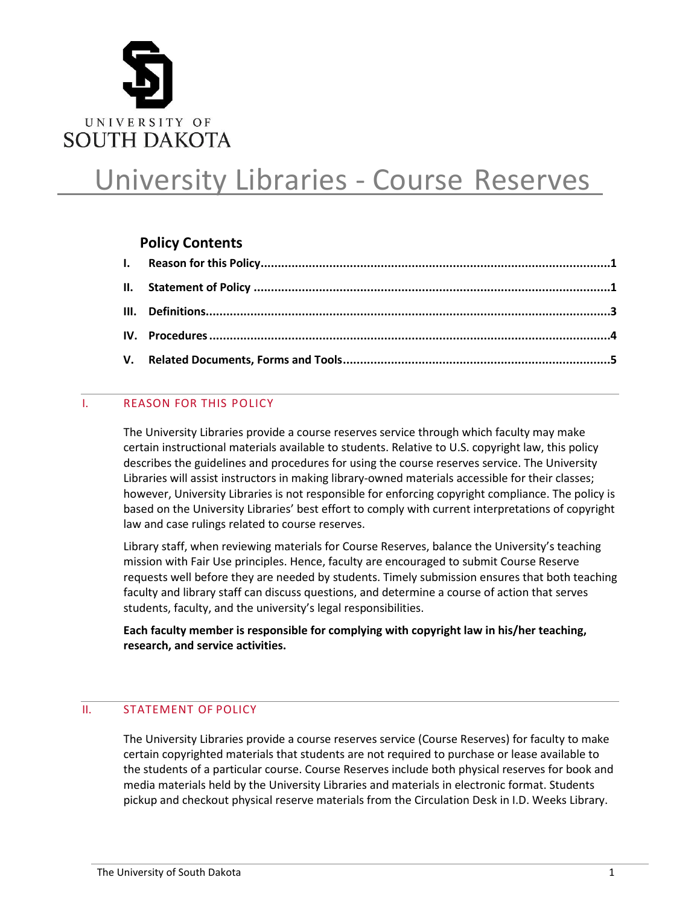UNIVERSITY OF
SOUTH DAKOTA

# University Libraries - Course Reserves

## Policy Contents

- **I. Reason for this Policy....1**
- **II. Statement of Policy....1**
- **III. Definitions....3**
- **IV. Procedures....4**
- **V. Related Documents, Forms and Tools....5**

## I. REASON FOR THIS POLICY

The University Libraries provide a course reserves service through which faculty may make certain instructional materials available to students. Relative to U.S. copyright law, this policy describes the guidelines and procedures for using the course reserves service. The University Libraries will assist instructors in making library-owned materials accessible for their classes; however, University Libraries is not responsible for enforcing copyright compliance. The policy is based on the University Libraries' best effort to comply with current interpretations of copyright law and case rulings related to course reserves.

Library staff, when reviewing materials for Course Reserves, balance the University's teaching mission with Fair Use principles. Hence, faculty are encouraged to submit Course Reserve requests well before they are needed by students. Timely submission ensures that both teaching faculty and library staff can discuss questions, and determine a course of action that serves students, faculty, and the university's legal responsibilities.

**Each faculty member is responsible for complying with copyright law in his/her teaching, research, and service activities.**

## II. STATEMENT OF POLICY

The University Libraries provide a course reserves service (Course Reserves) for faculty to make certain copyrighted materials that students are not required to purchase or lease available to the students of a particular course. Course Reserves include both physical reserves for book and media materials held by the University Libraries and materials in electronic format. Students pickup and checkout physical reserve materials from the Circulation Desk in I.D. Weeks Library.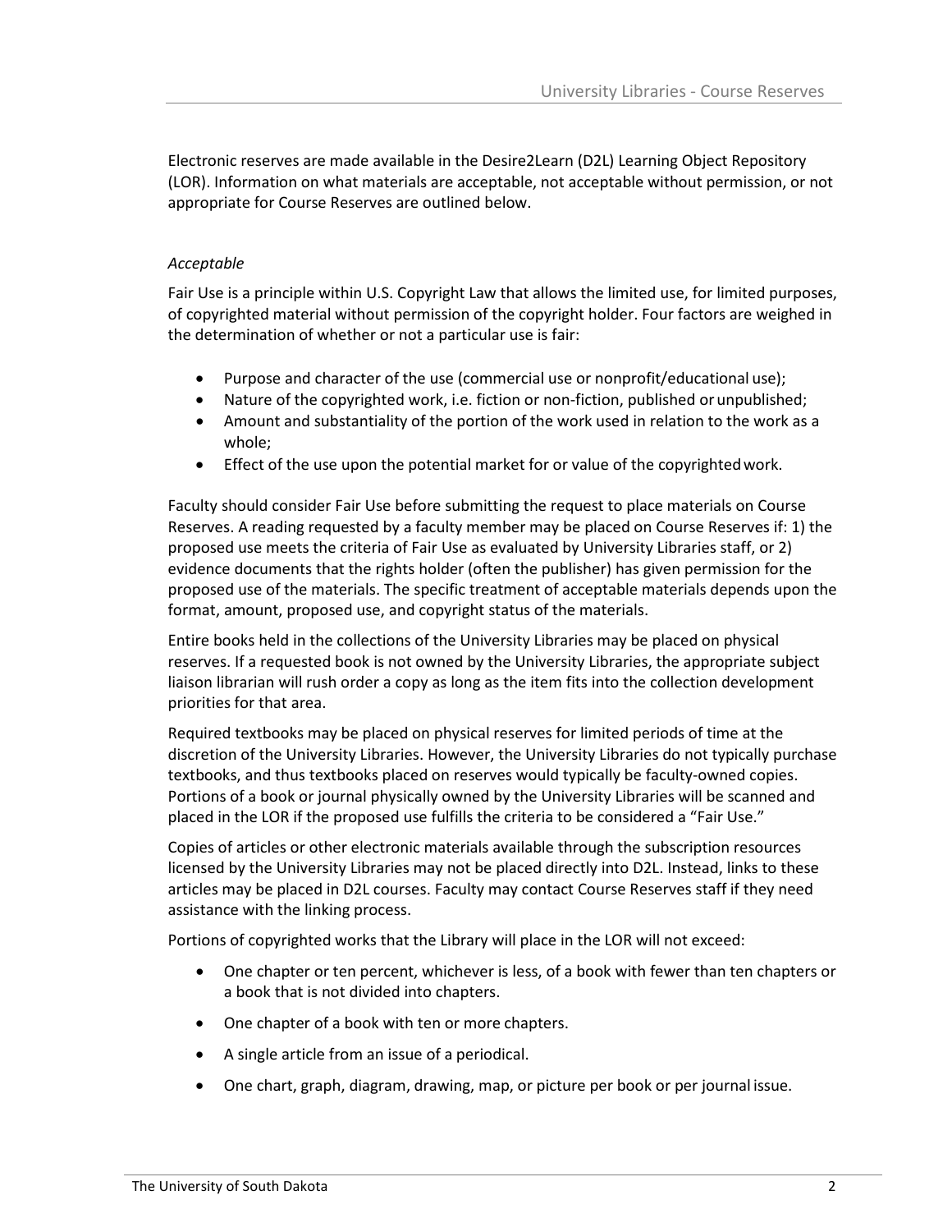Electronic reserves are made available in the Desire2Learn (D2L) Learning Object Repository (LOR). Information on what materials are acceptable, not acceptable without permission, or not appropriate for Course Reserves are outlined below.

*Acceptable*

Fair Use is a principle within U.S. Copyright Law that allows the limited use, for limited purposes, of copyrighted material without permission of the copyright holder. Four factors are weighed in the determination of whether or not a particular use is fair:

- Purpose and character of the use (commercial use or nonprofit/educational use);
- Nature of the copyrighted work, i.e. fiction or non-fiction, published or unpublished;
- Amount and substantiality of the portion of the work used in relation to the work as a whole;
- Effect of the use upon the potential market for or value of the copyrighted work.

Faculty should consider Fair Use before submitting the request to place materials on Course Reserves. A reading requested by a faculty member may be placed on Course Reserves if: 1) the proposed use meets the criteria of Fair Use as evaluated by University Libraries staff, or 2) evidence documents that the rights holder (often the publisher) has given permission for the proposed use of the materials. The specific treatment of acceptable materials depends upon the format, amount, proposed use, and copyright status of the materials.

Entire books held in the collections of the University Libraries may be placed on physical reserves. If a requested book is not owned by the University Libraries, the appropriate subject liaison librarian will rush order a copy as long as the item fits into the collection development priorities for that area.

Required textbooks may be placed on physical reserves for limited periods of time at the discretion of the University Libraries. However, the University Libraries do not typically purchase textbooks, and thus textbooks placed on reserves would typically be faculty-owned copies. Portions of a book or journal physically owned by the University Libraries will be scanned and placed in the LOR if the proposed use fulfills the criteria to be considered a "Fair Use."

Copies of articles or other electronic materials available through the subscription resources licensed by the University Libraries may not be placed directly into D2L. Instead, links to these articles may be placed in D2L courses. Faculty may contact Course Reserves staff if they need assistance with the linking process.

Portions of copyrighted works that the Library will place in the LOR will not exceed:

- One chapter or ten percent, whichever is less, of a book with fewer than ten chapters or a book that is not divided into chapters.
- One chapter of a book with ten or more chapters.
- A single article from an issue of a periodical.
- One chart, graph, diagram, drawing, map, or picture per book or per journal issue.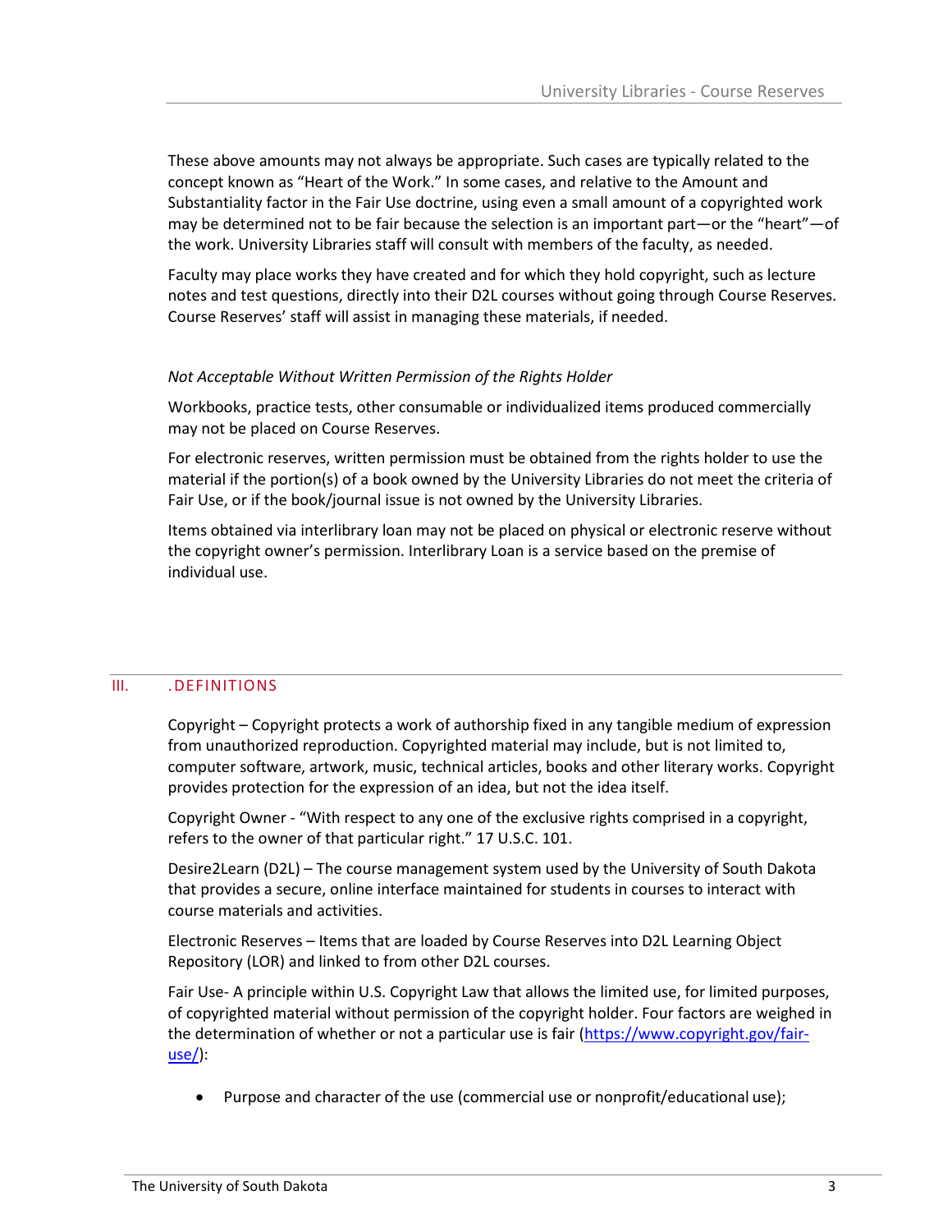These above amounts may not always be appropriate. Such cases are typically related to the concept known as "Heart of the Work." In some cases, and relative to the Amount and Substantiality factor in the Fair Use doctrine, using even a small amount of a copyrighted work may be determined not to be fair because the selection is an important part—or the "heart"—of the work. University Libraries staff will consult with members of the faculty, as needed.

Faculty may place works they have created and for which they hold copyright, such as lecture notes and test questions, directly into their D2L courses without going through Course Reserves. Course Reserves' staff will assist in managing these materials, if needed.

*Not Acceptable Without Written Permission of the Rights Holder*

Workbooks, practice tests, other consumable or individualized items produced commercially may not be placed on Course Reserves.

For electronic reserves, written permission must be obtained from the rights holder to use the material if the portion(s) of a book owned by the University Libraries do not meet the criteria of Fair Use, or if the book/journal issue is not owned by the University Libraries.

Items obtained via interlibrary loan may not be placed on physical or electronic reserve without the copyright owner's permission. Interlibrary Loan is a service based on the premise of individual use.

## III. .DEFINITIONS

Copyright – Copyright protects a work of authorship fixed in any tangible medium of expression from unauthorized reproduction. Copyrighted material may include, but is not limited to, computer software, artwork, music, technical articles, books and other literary works. Copyright provides protection for the expression of an idea, but not the idea itself.

Copyright Owner - "With respect to any one of the exclusive rights comprised in a copyright, refers to the owner of that particular right." 17 U.S.C. 101.

Desire2Learn (D2L) – The course management system used by the University of South Dakota that provides a secure, online interface maintained for students in courses to interact with course materials and activities.

Electronic Reserves – Items that are loaded by Course Reserves into D2L Learning Object Repository (LOR) and linked to from other D2L courses.

Fair Use- A principle within U.S. Copyright Law that allows the limited use, for limited purposes, of copyrighted material without permission of the copyright holder. Four factors are weighed in the determination of whether or not a particular use is fair (https://www.copyright.gov/fair-use/):

- Purpose and character of the use (commercial use or nonprofit/educational use);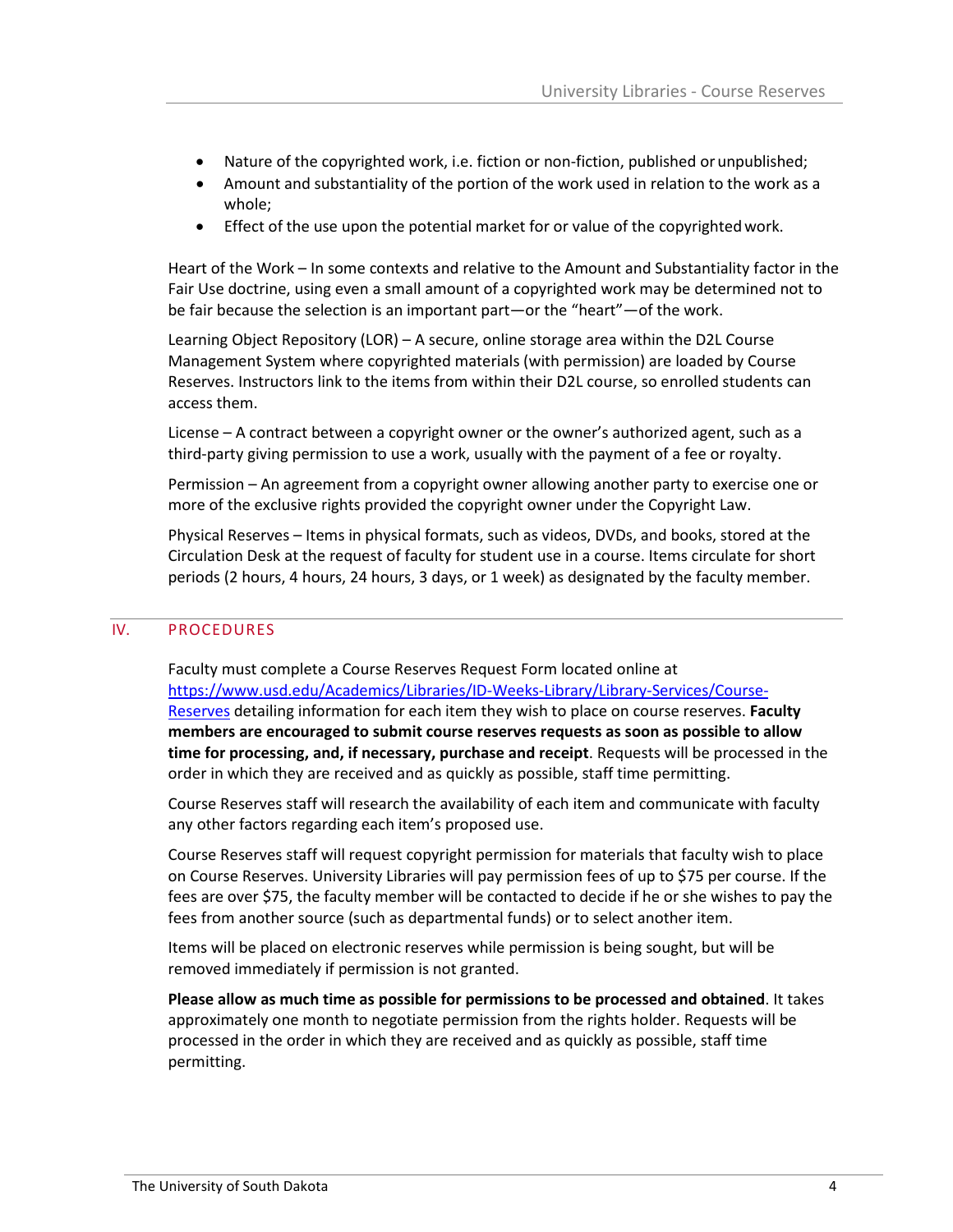- Nature of the copyrighted work, i.e. fiction or non-fiction, published or unpublished;
- Amount and substantiality of the portion of the work used in relation to the work as a whole;
- Effect of the use upon the potential market for or value of the copyrighted work.

Heart of the Work – In some contexts and relative to the Amount and Substantiality factor in the Fair Use doctrine, using even a small amount of a copyrighted work may be determined not to be fair because the selection is an important part—or the "heart"—of the work.

Learning Object Repository (LOR) – A secure, online storage area within the D2L Course Management System where copyrighted materials (with permission) are loaded by Course Reserves. Instructors link to the items from within their D2L course, so enrolled students can access them.

License – A contract between a copyright owner or the owner's authorized agent, such as a third-party giving permission to use a work, usually with the payment of a fee or royalty.

Permission – An agreement from a copyright owner allowing another party to exercise one or more of the exclusive rights provided the copyright owner under the Copyright Law.

Physical Reserves – Items in physical formats, such as videos, DVDs, and books, stored at the Circulation Desk at the request of faculty for student use in a course. Items circulate for short periods (2 hours, 4 hours, 24 hours, 3 days, or 1 week) as designated by the faculty member.

## IV. PROCEDURES

Faculty must complete a Course Reserves Request Form located online at https://www.usd.edu/Academics/Libraries/ID-Weeks-Library/Library-Services/Course-Reserves detailing information for each item they wish to place on course reserves. **Faculty members are encouraged to submit course reserves requests as soon as possible to allow time for processing, and, if necessary, purchase and receipt**. Requests will be processed in the order in which they are received and as quickly as possible, staff time permitting.

Course Reserves staff will research the availability of each item and communicate with faculty any other factors regarding each item's proposed use.

Course Reserves staff will request copyright permission for materials that faculty wish to place on Course Reserves. University Libraries will pay permission fees of up to $75 per course. If the fees are over $75, the faculty member will be contacted to decide if he or she wishes to pay the fees from another source (such as departmental funds) or to select another item.

Items will be placed on electronic reserves while permission is being sought, but will be removed immediately if permission is not granted.

**Please allow as much time as possible for permissions to be processed and obtained**. It takes approximately one month to negotiate permission from the rights holder. Requests will be processed in the order in which they are received and as quickly as possible, staff time permitting.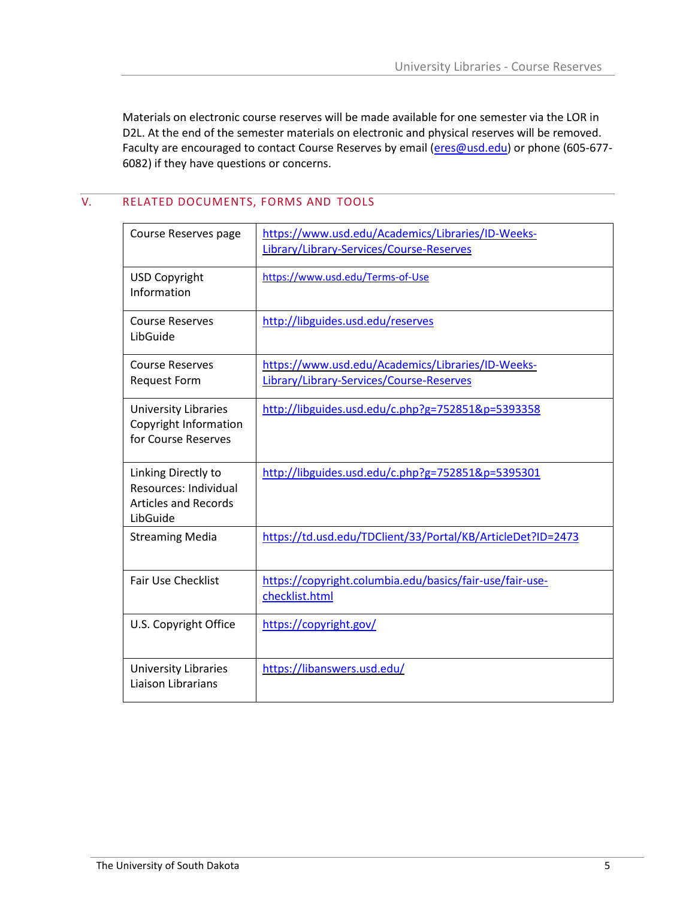Materials on electronic course reserves will be made available for one semester via the LOR in D2L. At the end of the semester materials on electronic and physical reserves will be removed. Faculty are encouraged to contact Course Reserves by email (eres@usd.edu) or phone (605-677-6082) if they have questions or concerns.

## V. RELATED DOCUMENTS, FORMS AND TOOLS

| | |
|---|---|
| Course Reserves page | https://www.usd.edu/Academics/Libraries/ID-Weeks-Library/Library-Services/Course-Reserves |
| USD Copyright Information | https://www.usd.edu/Terms-of-Use |
| Course Reserves LibGuide | http://libguides.usd.edu/reserves |
| Course Reserves Request Form | https://www.usd.edu/Academics/Libraries/ID-Weeks-Library/Library-Services/Course-Reserves |
| University Libraries Copyright Information for Course Reserves | http://libguides.usd.edu/c.php?g=752851&p=5393358 |
| Linking Directly to Resources: Individual Articles and Records LibGuide | http://libguides.usd.edu/c.php?g=752851&p=5395301 |
| Streaming Media | https://td.usd.edu/TDClient/33/Portal/KB/ArticleDet?ID=2473 |
| Fair Use Checklist | https://copyright.columbia.edu/basics/fair-use/fair-use-checklist.html |
| U.S. Copyright Office | https://copyright.gov/ |
| University Libraries Liaison Librarians | https://libanswers.usd.edu/ |